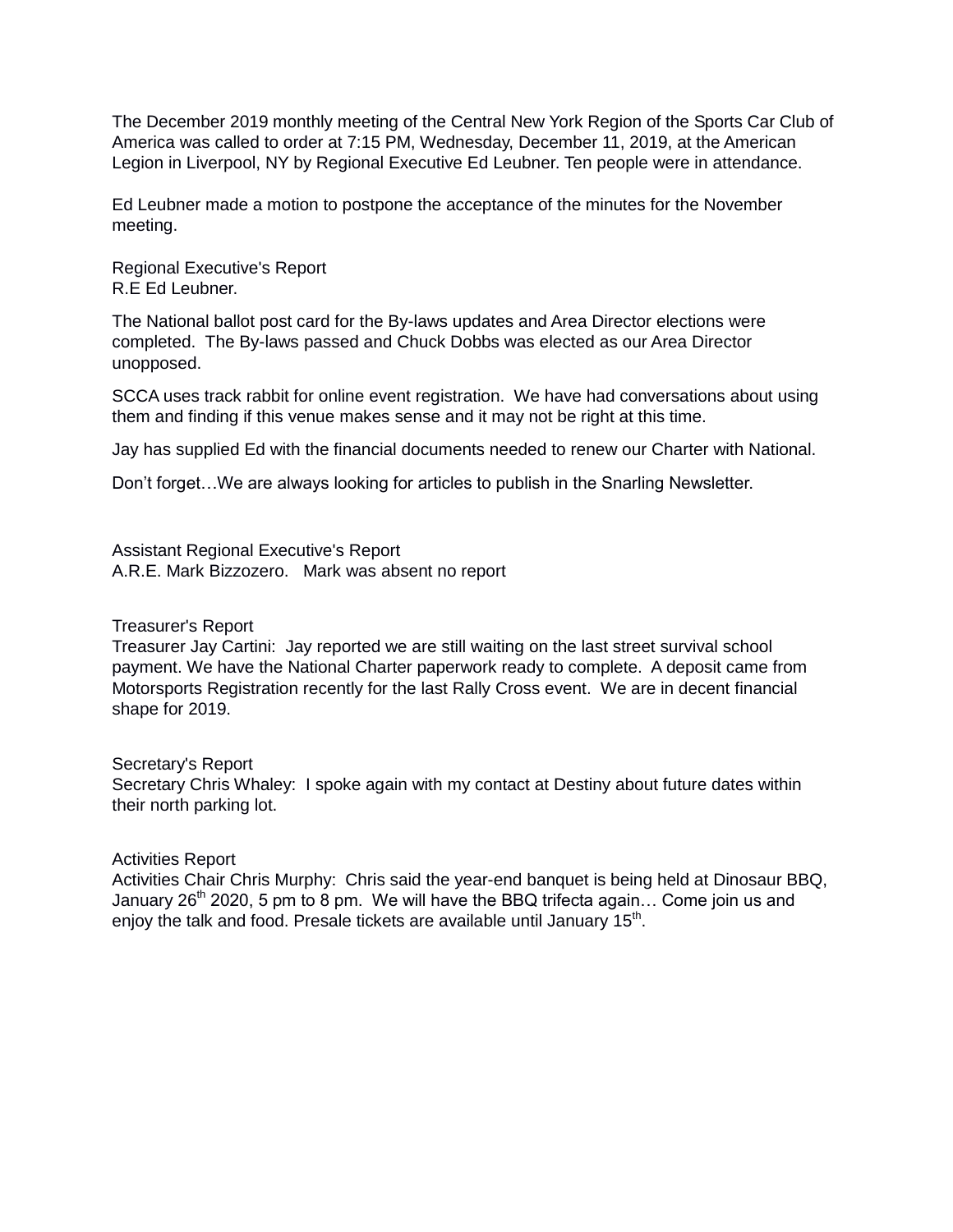The December 2019 monthly meeting of the Central New York Region of the Sports Car Club of America was called to order at 7:15 PM, Wednesday, December 11, 2019, at the American Legion in Liverpool, NY by Regional Executive Ed Leubner. Ten people were in attendance.

Ed Leubner made a motion to postpone the acceptance of the minutes for the November meeting.

Regional Executive's Report
R.E Ed Leubner.

The National ballot post card for the By-laws updates and Area Director elections were completed. The By-laws passed and Chuck Dobbs was elected as our Area Director unopposed.

SCCA uses track rabbit for online event registration. We have had conversations about using them and finding if this venue makes sense and it may not be right at this time.

Jay has supplied Ed with the financial documents needed to renew our Charter with National.

Don't forget…We are always looking for articles to publish in the Snarling Newsletter.

Assistant Regional Executive's Report
A.R.E. Mark Bizzozero. Mark was absent no report

Treasurer's Report
Treasurer Jay Cartini: Jay reported we are still waiting on the last street survival school payment. We have the National Charter paperwork ready to complete. A deposit came from Motorsports Registration recently for the last Rally Cross event. We are in decent financial shape for 2019.

Secretary's Report
Secretary Chris Whaley: I spoke again with my contact at Destiny about future dates within their north parking lot.

Activities Report
Activities Chair Chris Murphy: Chris said the year-end banquet is being held at Dinosaur BBQ, January 26th 2020, 5 pm to 8 pm. We will have the BBQ trifecta again… Come join us and enjoy the talk and food. Presale tickets are available until January 15th.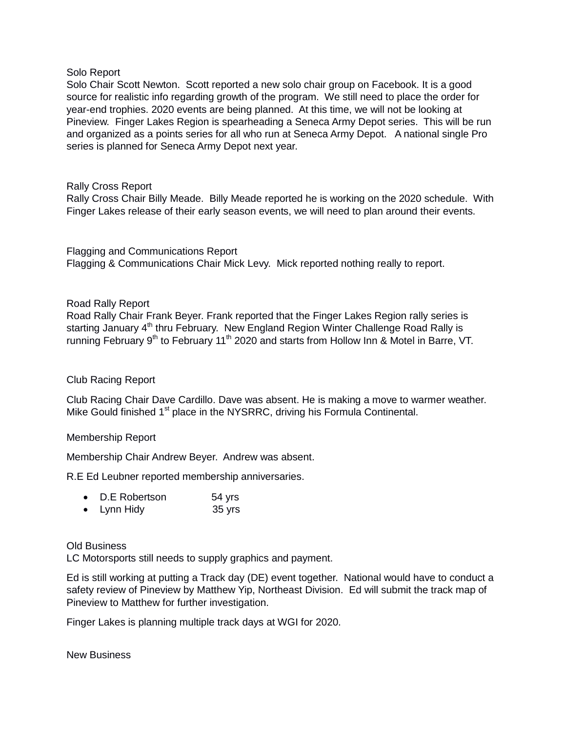### Solo Report

Solo Chair Scott Newton. Scott reported a new solo chair group on Facebook. It is a good source for realistic info regarding growth of the program. We still need to place the order for year-end trophies. 2020 events are being planned. At this time, we will not be looking at Pineview. Finger Lakes Region is spearheading a Seneca Army Depot series. This will be run and organized as a points series for all who run at Seneca Army Depot. A national single Pro series is planned for Seneca Army Depot next year.

### Rally Cross Report

Rally Cross Chair Billy Meade. Billy Meade reported he is working on the 2020 schedule. With Finger Lakes release of their early season events, we will need to plan around their events.

### Flagging and Communications Report

Flagging & Communications Chair Mick Levy. Mick reported nothing really to report.

### Road Rally Report

Road Rally Chair Frank Beyer. Frank reported that the Finger Lakes Region rally series is starting January 4th thru February. New England Region Winter Challenge Road Rally is running February 9th to February 11th 2020 and starts from Hollow Inn & Motel in Barre, VT.

### Club Racing Report

Club Racing Chair Dave Cardillo. Dave was absent. He is making a move to warmer weather. Mike Gould finished 1st place in the NYSRRC, driving his Formula Continental.

### Membership Report

Membership Chair Andrew Beyer. Andrew was absent.

R.E Ed Leubner reported membership anniversaries.

- D.E Robertson 54 yrs
- Lynn Hidy 35 yrs

### Old Business

LC Motorsports still needs to supply graphics and payment.

Ed is still working at putting a Track day (DE) event together. National would have to conduct a safety review of Pineview by Matthew Yip, Northeast Division. Ed will submit the track map of Pineview to Matthew for further investigation.

Finger Lakes is planning multiple track days at WGI for 2020.

### New Business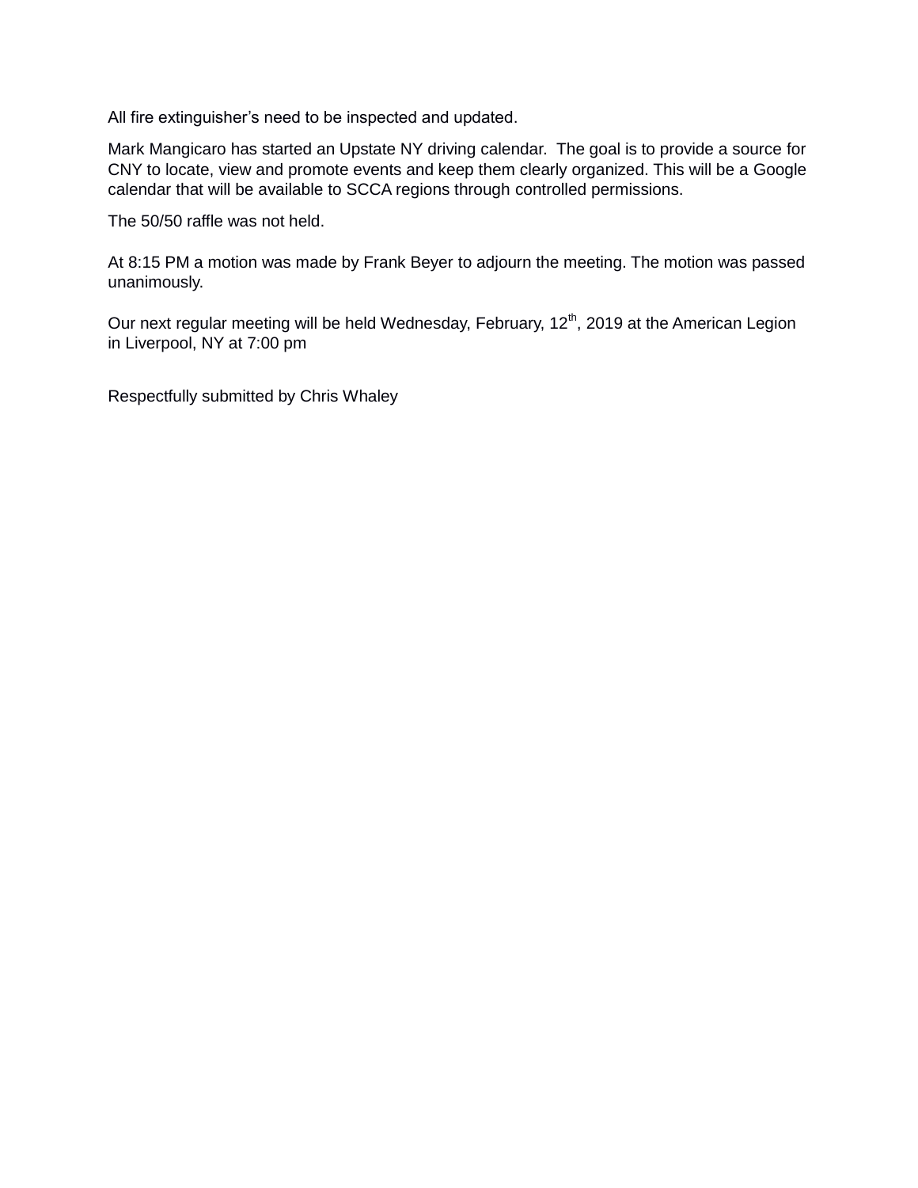All fire extinguisher's need to be inspected and updated.

Mark Mangicaro has started an Upstate NY driving calendar. The goal is to provide a source for CNY to locate, view and promote events and keep them clearly organized. This will be a Google calendar that will be available to SCCA regions through controlled permissions.

The 50/50 raffle was not held.

At 8:15 PM a motion was made by Frank Beyer to adjourn the meeting. The motion was passed unanimously.

Our next regular meeting will be held Wednesday, February, 12th, 2019 at the American Legion in Liverpool, NY at 7:00 pm

Respectfully submitted by Chris Whaley